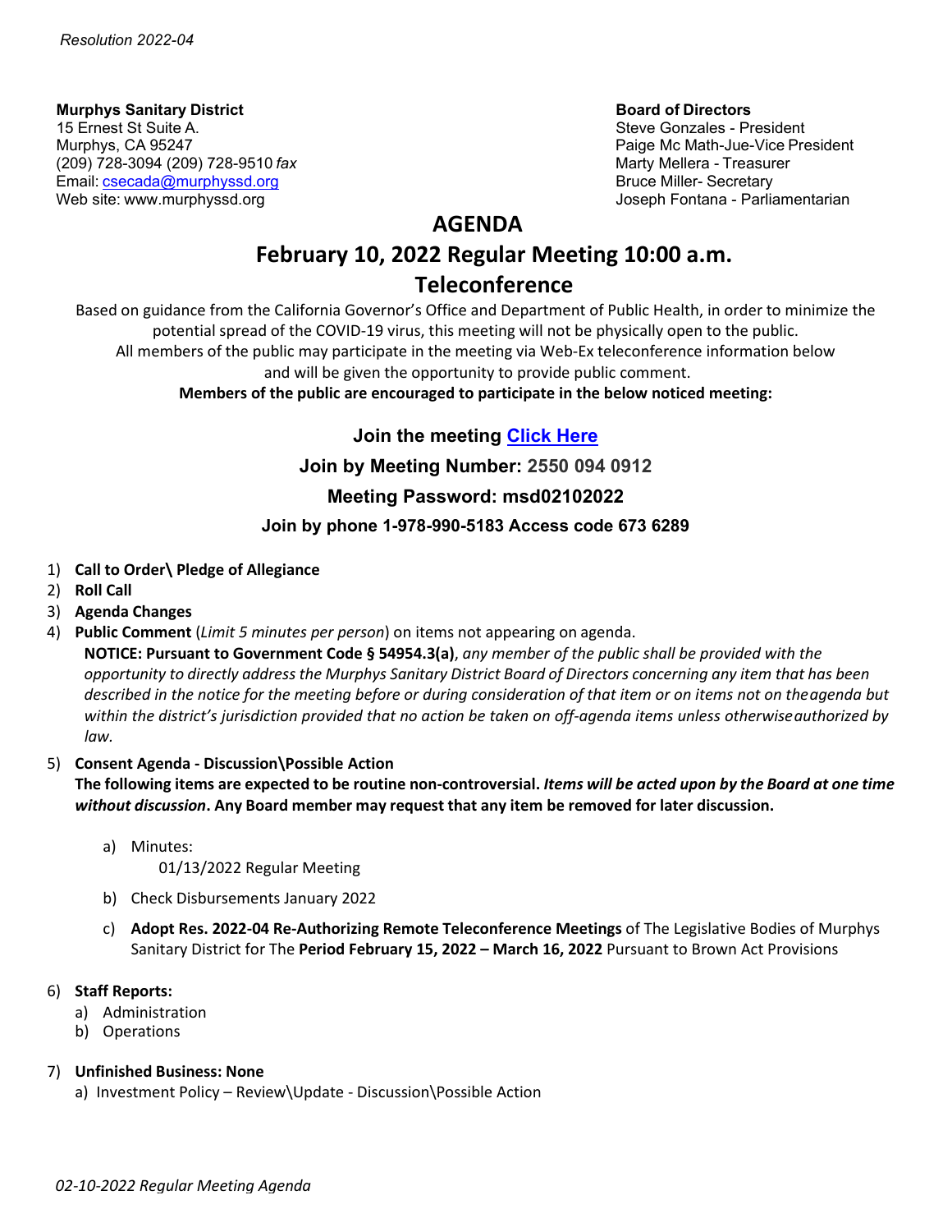*Resolution 2022-04*

**Murphys Sanitary District**
15 Ernest St Suite A.
Murphys, CA 95247
(209) 728-3094 (209) 728-9510 *fax*
Email: csecada@murphyssd.org
Web site: www.murphyssd.org

**Board of Directors**
Steve Gonzales - President
Paige Mc Math-Jue-Vice President
Marty Mellera - Treasurer
Bruce Miller- Secretary
Joseph Fontana - Parliamentarian

# AGENDA

## February 10, 2022 Regular Meeting 10:00 a.m.

## Teleconference

Based on guidance from the California Governor's Office and Department of Public Health, in order to minimize the potential spread of the COVID-19 virus, this meeting will not be physically open to the public.
All members of the public may participate in the meeting via Web-Ex teleconference information below and will be given the opportunity to provide public comment.

**Members of the public are encouraged to participate in the below noticed meeting:**

**Join the meeting Click Here**

**Join by Meeting Number: 2550 094 0912**

**Meeting Password: msd02102022**

**Join by phone 1-978-990-5183 Access code 673 6289**

1) **Call to Order\ Pledge of Allegiance**
2) **Roll Call**
3) **Agenda Changes**
4) **Public Comment** (*Limit 5 minutes per person*) on items not appearing on agenda.
   **NOTICE: Pursuant to Government Code § 54954.3(a)**, *any member of the public shall be provided with the opportunity to directly address the Murphys Sanitary District Board of Directors concerning any item that has been described in the notice for the meeting before or during consideration of that item or on items not on the agenda but within the district's jurisdiction provided that no action be taken on off-agenda items unless otherwise authorized by law.*
5) **Consent Agenda - Discussion\Possible Action**
   **The following items are expected to be routine non-controversial. *Items will be acted upon by the Board at one time without discussion*. Any Board member may request that any item be removed for later discussion.**
   a) Minutes:
      01/13/2022 Regular Meeting
   b) Check Disbursements January 2022
   c) **Adopt Res. 2022-04 Re-Authorizing Remote Teleconference Meetings** of The Legislative Bodies of Murphys Sanitary District for The **Period February 15, 2022 – March 16, 2022** Pursuant to Brown Act Provisions
6) **Staff Reports:**
   a) Administration
   b) Operations
7) **Unfinished Business: None**
   a) Investment Policy – Review\Update - Discussion\Possible Action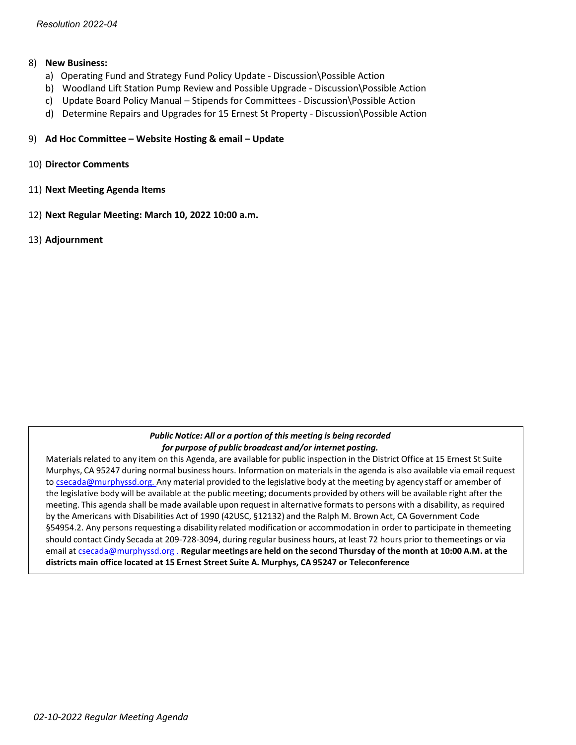8) **New Business:**
   a) Operating Fund and Strategy Fund Policy Update - Discussion\Possible Action
   b) Woodland Lift Station Pump Review and Possible Upgrade - Discussion\Possible Action
   c) Update Board Policy Manual – Stipends for Committees - Discussion\Possible Action
   d) Determine Repairs and Upgrades for 15 Ernest St Property - Discussion\Possible Action

9) **Ad Hoc Committee – Website Hosting & email – Update**

10) **Director Comments**

11) **Next Meeting Agenda Items**

12) **Next Regular Meeting: March 10, 2022 10:00 a.m.**

13) **Adjournment**

***Public Notice: All or a portion of this meeting is being recorded for purpose of public broadcast and/or internet posting.***

Materials related to any item on this Agenda, are available for public inspection in the District Office at 15 Ernest St Suite Murphys, CA 95247 during normal business hours. Information on materials in the agenda is also available via email request to csecada@murphyssd.org. Any material provided to the legislative body at the meeting by agency staff or amember of the legislative body will be available at the public meeting; documents provided by others will be available right after the meeting. This agenda shall be made available upon request in alternative formats to persons with a disability, as required by the Americans with Disabilities Act of 1990 (42USC, §12132) and the Ralph M. Brown Act, CA Government Code §54954.2. Any persons requesting a disability related modification or accommodation in order to participate in themeeting should contact Cindy Secada at 209-728-3094, during regular business hours, at least 72 hours prior to themeetings or via email at csecada@murphyssd.org . **Regular meetings are held on the second Thursday of the month at 10:00 A.M. at the districts main office located at 15 Ernest Street Suite A. Murphys, CA 95247 or Teleconference**